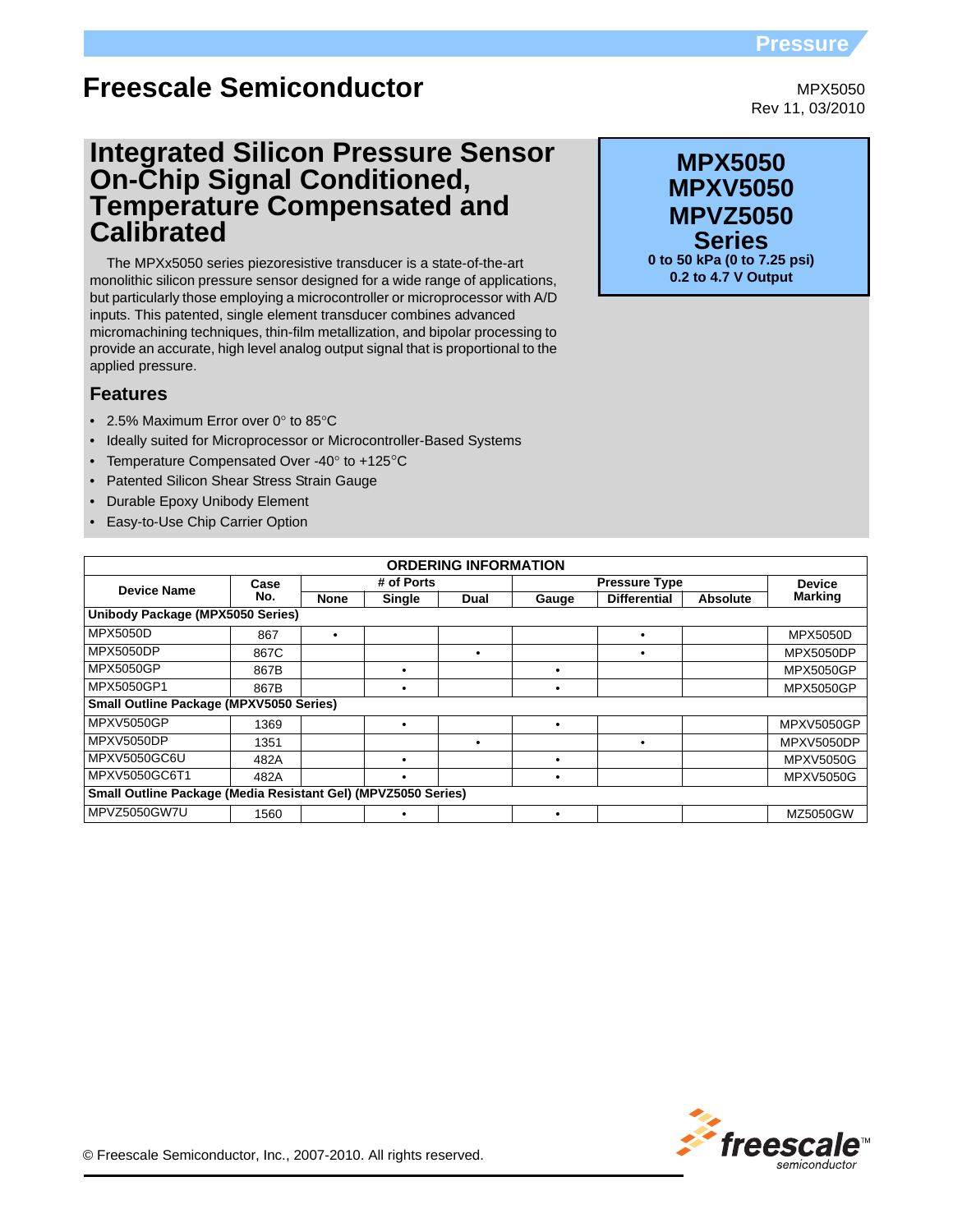Pressure

# Freescale Semiconductor

MPX5050
Rev 11, 03/2010

# Integrated Silicon Pressure Sensor On-Chip Signal Conditioned, Temperature Compensated and Calibrated

**MPX5050**
**MPXV5050**
**MPVZ5050**
**Series**
**0 to 50 kPa (0 to 7.25 psi)**
**0.2 to 4.7 V Output**

The MPXx5050 series piezoresistive transducer is a state-of-the-art monolithic silicon pressure sensor designed for a wide range of applications, but particularly those employing a microcontroller or microprocessor with A/D inputs. This patented, single element transducer combines advanced micromachining techniques, thin-film metallization, and bipolar processing to provide an accurate, high level analog output signal that is proportional to the applied pressure.

## Features

- 2.5% Maximum Error over 0° to 85°C
- Ideally suited for Microprocessor or Microcontroller-Based Systems
- Temperature Compensated Over -40° to +125°C
- Patented Silicon Shear Stress Strain Gauge
- Durable Epoxy Unibody Element
- Easy-to-Use Chip Carrier Option

**ORDERING INFORMATION**

| Device Name | Case No. | # of Ports | | | Pressure Type | | | Device Marking |
|---|---|---|---|---|---|---|---|---|
| | | None | Single | Dual | Gauge | Differential | Absolute | |
| **Unibody Package (MPX5050 Series)** | | | | | | | | |
| MPX5050D | 867 | • | | | | • | | MPX5050D |
| MPX5050DP | 867C | | | • | | • | | MPX5050DP |
| MPX5050GP | 867B | | • | | • | | | MPX5050GP |
| MPX5050GP1 | 867B | | • | | • | | | MPX5050GP |
| **Small Outline Package (MPXV5050 Series)** | | | | | | | | |
| MPXV5050GP | 1369 | | • | | • | | | MPXV5050GP |
| MPXV5050DP | 1351 | | | • | | • | | MPXV5050DP |
| MPXV5050GC6U | 482A | | • | | • | | | MPXV5050G |
| MPXV5050GC6T1 | 482A | | • | | • | | | MPXV5050G |
| **Small Outline Package (Media Resistant Gel) (MPVZ5050 Series)** | | | | | | | | |
| MPVZ5050GW7U | 1560 | | • | | • | | | MZ5050GW |

© Freescale Semiconductor, Inc., 2007-2010. All rights reserved.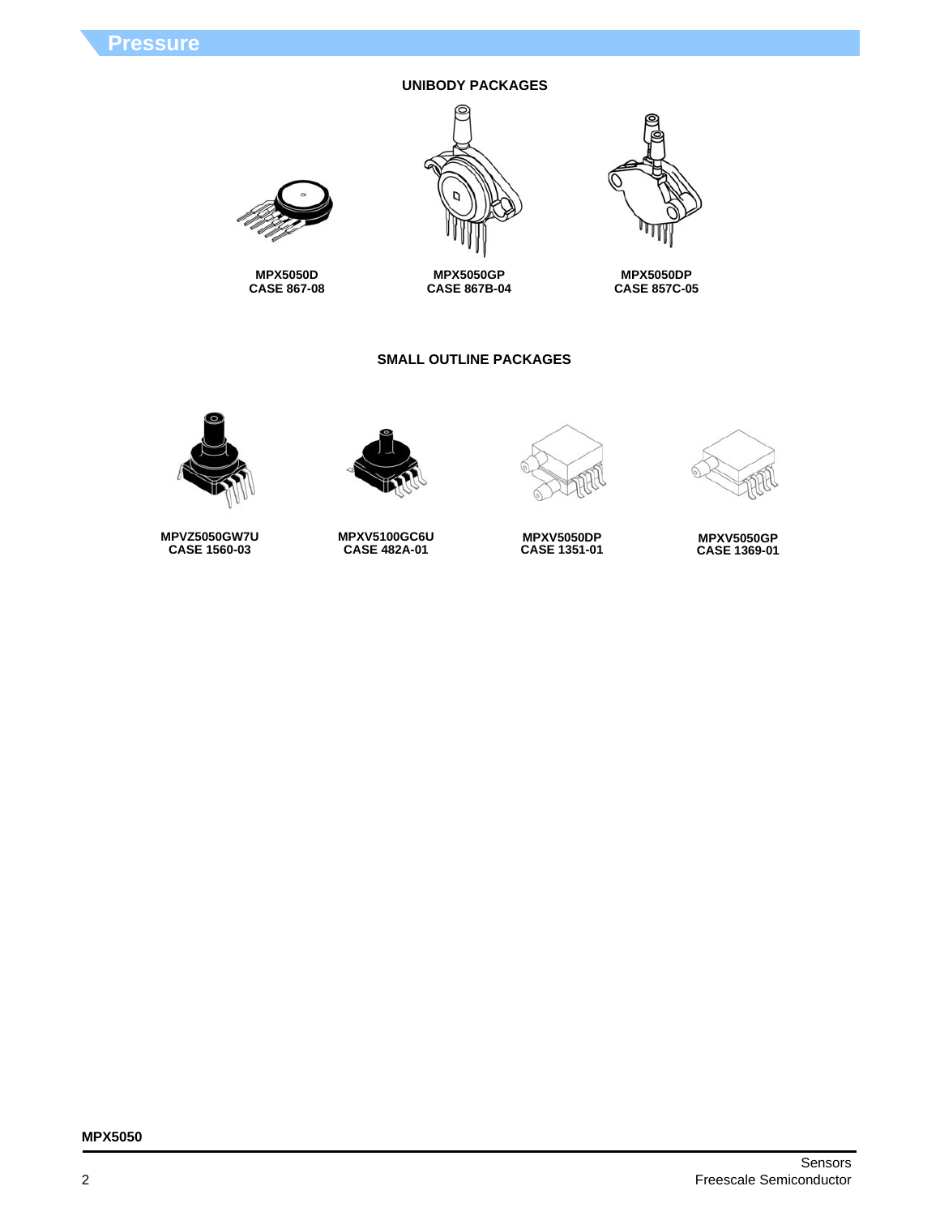## UNIBODY PACKAGES

**MPX5050D**
**CASE 867-08**

**MPX5050GP**
**CASE 867B-04**

**MPX5050DP**
**CASE 857C-05**

## SMALL OUTLINE PACKAGES

**MPVZ5050GW7U**
**CASE 1560-03**

**MPXV5100GC6U**
**CASE 482A-01**

**MPXV5050DP**
**CASE 1351-01**

**MPXV5050GP**
**CASE 1369-01**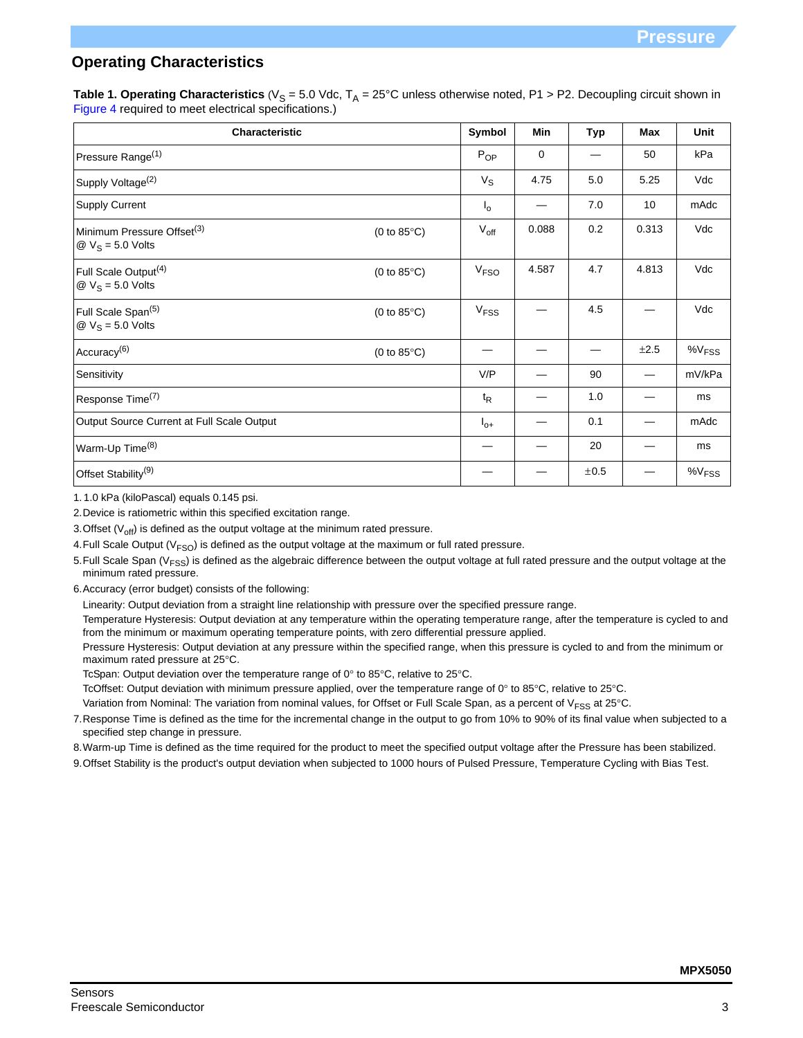## Operating Characteristics

**Table 1. Operating Characteristics** ($V_S$ = 5.0 Vdc, $T_A$ = 25°C unless otherwise noted, P1 > P2. Decoupling circuit shown in Figure 4 required to meet electrical specifications.)

| Characteristic | | Symbol | Min | Typ | Max | Unit |
|---|---|---|---|---|---|---|
| Pressure Range[1] | | $P_{OP}$ | 0 | — | 50 | kPa |
| Supply Voltage[2] | | $V_S$ | 4.75 | 5.0 | 5.25 | Vdc |
| Supply Current | | $I_o$ | — | 7.0 | 10 | mAdc |
| Minimum Pressure Offset[3] @ $V_S$ = 5.0 Volts | (0 to 85°C) | $V_{off}$ | 0.088 | 0.2 | 0.313 | Vdc |
| Full Scale Output[4] @ $V_S$ = 5.0 Volts | (0 to 85°C) | $V_{FSO}$ | 4.587 | 4.7 | 4.813 | Vdc |
| Full Scale Span[5] @ $V_S$ = 5.0 Volts | (0 to 85°C) | $V_{FSS}$ | — | 4.5 | — | Vdc |
| Accuracy[6] | (0 to 85°C) | — | — | — | ±2.5 | $\%V_{FSS}$ |
| Sensitivity | | V/P | — | 90 | — | mV/kPa |
| Response Time[7] | | $t_R$ | — | 1.0 | — | ms |
| Output Source Current at Full Scale Output | | $I_{o+}$ | — | 0.1 | — | mAdc |
| Warm-Up Time[8] | | — | — | 20 | — | ms |
| Offset Stability[9] | | — | — | ±0.5 | — | $\%V_{FSS}$ |

1. 1.0 kPa (kiloPascal) equals 0.145 psi.
2. Device is ratiometric within this specified excitation range.
3. Offset ($V_{off}$) is defined as the output voltage at the minimum rated pressure.
4. Full Scale Output ($V_{FSO}$) is defined as the output voltage at the maximum or full rated pressure.
5. Full Scale Span ($V_{FSS}$) is defined as the algebraic difference between the output voltage at full rated pressure and the output voltage at the minimum rated pressure.
6. Accuracy (error budget) consists of the following:
   Linearity: Output deviation from a straight line relationship with pressure over the specified pressure range.
   Temperature Hysteresis: Output deviation at any temperature within the operating temperature range, after the temperature is cycled to and from the minimum or maximum operating temperature points, with zero differential pressure applied.
   Pressure Hysteresis: Output deviation at any pressure within the specified range, when this pressure is cycled to and from the minimum or maximum rated pressure at 25°C.
   TcSpan: Output deviation over the temperature range of 0° to 85°C, relative to 25°C.
   TcOffset: Output deviation with minimum pressure applied, over the temperature range of 0° to 85°C, relative to 25°C.
   Variation from Nominal: The variation from nominal values, for Offset or Full Scale Span, as a percent of $V_{FSS}$ at 25°C.
7. Response Time is defined as the time for the incremental change in the output to go from 10% to 90% of its final value when subjected to a specified step change in pressure.
8. Warm-up Time is defined as the time required for the product to meet the specified output voltage after the Pressure has been stabilized.
9. Offset Stability is the product's output deviation when subjected to 1000 hours of Pulsed Pressure, Temperature Cycling with Bias Test.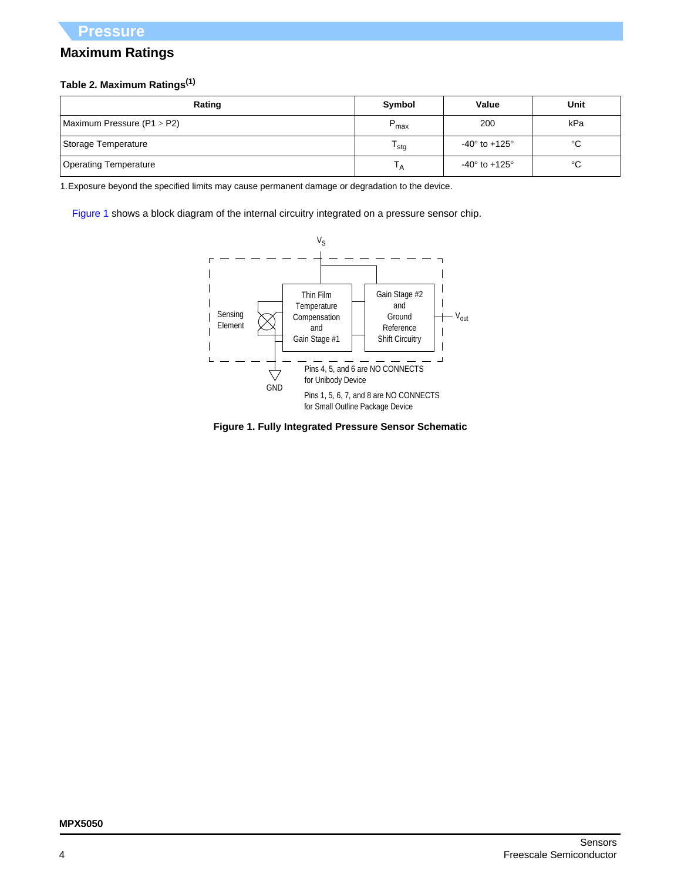## Maximum Ratings

**Table 2. Maximum Ratings**[1]

| Rating | Symbol | Value | Unit |
|---|---|---|---|
| Maximum Pressure (P1 > P2) | $P_{max}$ | 200 | kPa |
| Storage Temperature | $T_{stg}$ | -40° to +125° | °C |
| Operating Temperature | $T_A$ | -40° to +125° | °C |

1. Exposure beyond the specified limits may cause permanent damage or degradation to the device.

Figure 1 shows a block diagram of the internal circuitry integrated on a pressure sensor chip.

$V_S$

Sensing Element

Thin Film Temperature Compensation and Gain Stage #1

Gain Stage #2 and Ground Reference Shift Circuitry

$V_{out}$

GND

Pins 4, 5, and 6 are NO CONNECTS for Unibody Device

Pins 1, 5, 6, 7, and 8 are NO CONNECTS for Small Outline Package Device

**Figure 1. Fully Integrated Pressure Sensor Schematic**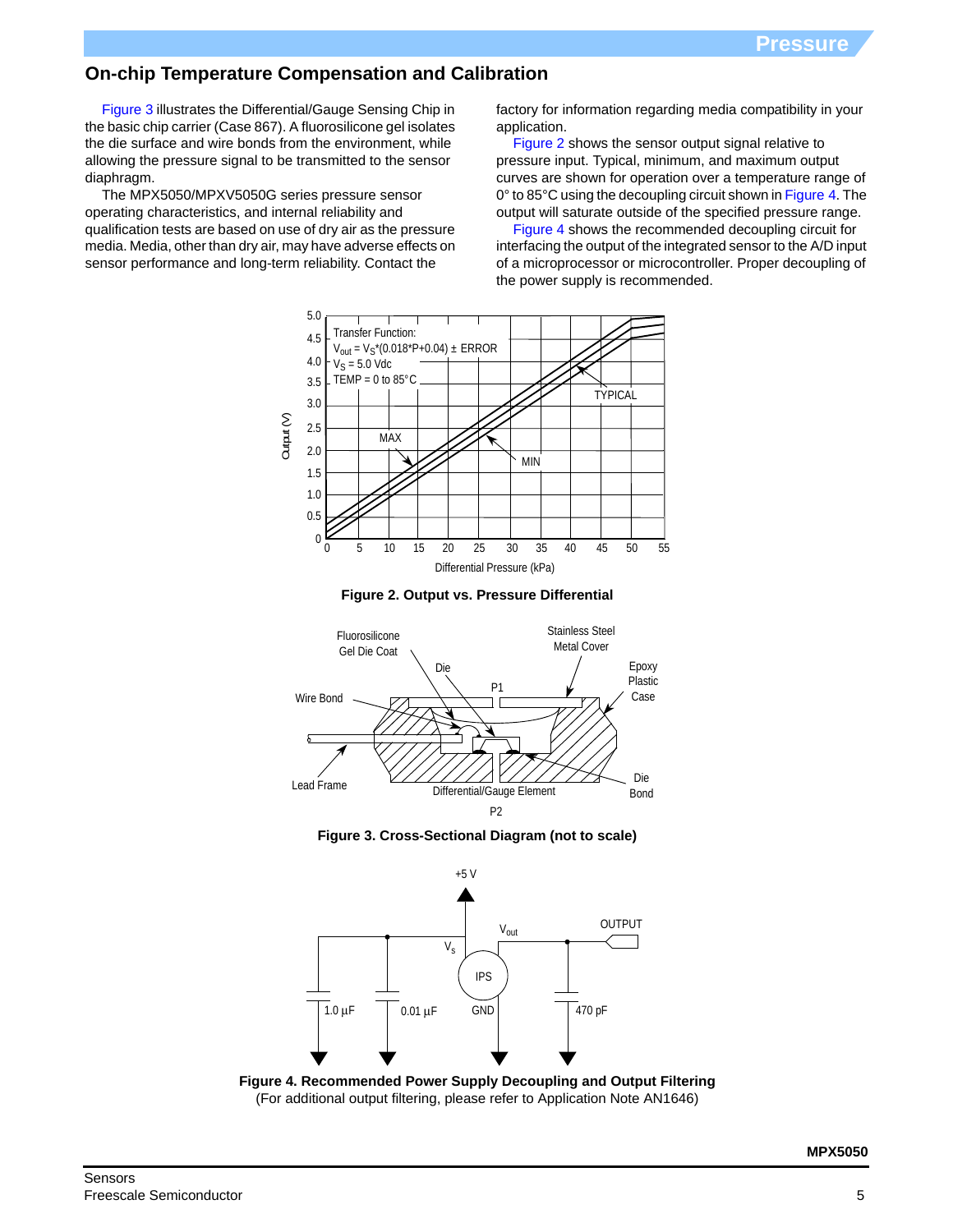## On-chip Temperature Compensation and Calibration

Figure 3 illustrates the Differential/Gauge Sensing Chip in the basic chip carrier (Case 867). A fluorosilicone gel isolates the die surface and wire bonds from the environment, while allowing the pressure signal to be transmitted to the sensor diaphragm.

The MPX5050/MPXV5050G series pressure sensor operating characteristics, and internal reliability and qualification tests are based on use of dry air as the pressure media. Media, other than dry air, may have adverse effects on sensor performance and long-term reliability. Contact the factory for information regarding media compatibility in your application.

Figure 2 shows the sensor output signal relative to pressure input. Typical, minimum, and maximum output curves are shown for operation over a temperature range of 0° to 85°C using the decoupling circuit shown in Figure 4. The output will saturate outside of the specified pressure range.

Figure 4 shows the recommended decoupling circuit for interfacing the output of the integrated sensor to the A/D input of a microprocessor or microcontroller. Proper decoupling of the power supply is recommended.

Transfer Function:
$V_{out} = V_S*(0.018*P+0.04) \pm ERROR$
$V_S = 5.0$ Vdc
TEMP = 0 to 85°C

**Figure 2. Output vs. Pressure Differential**

**Figure 3. Cross-Sectional Diagram (not to scale)**

**Figure 4. Recommended Power Supply Decoupling and Output Filtering**
(For additional output filtering, please refer to Application Note AN1646)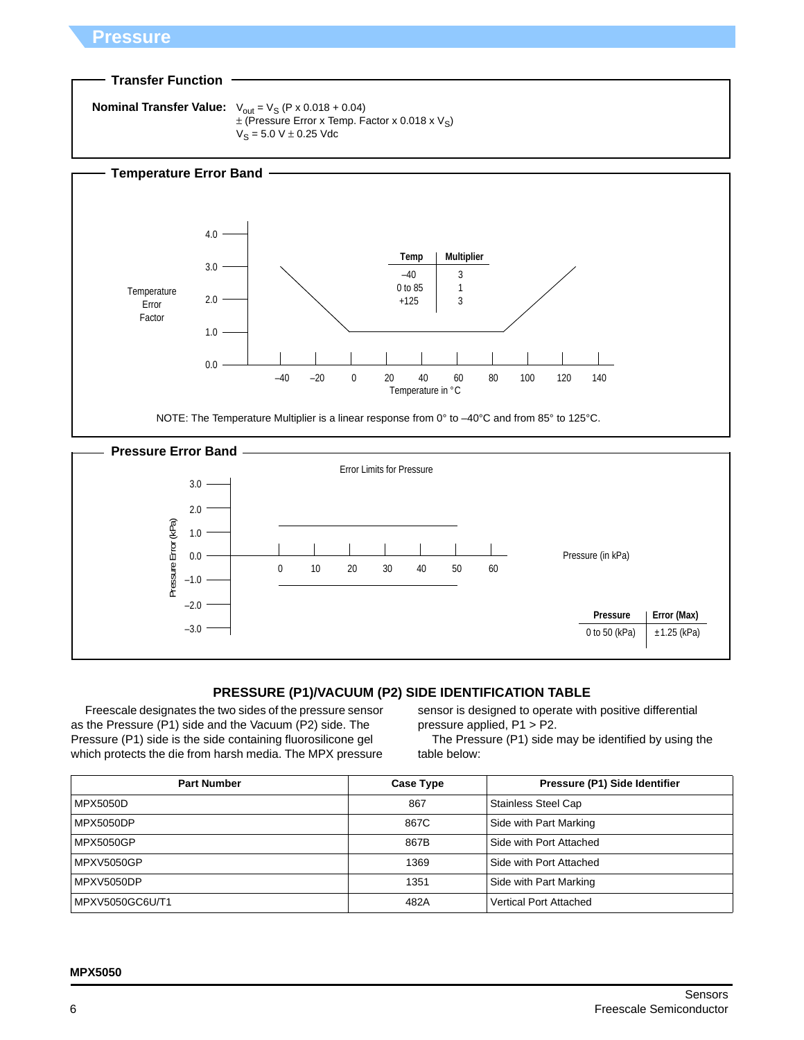## Pressure

### Transfer Function

**Nominal Transfer Value:** $V_{out} = V_S (P \times 0.018 + 0.04)$
$\pm$ (Pressure Error x Temp. Factor x $0.018 \times V_S$)
$V_S = 5.0\ V \pm 0.25$ Vdc

### Temperature Error Band

| Temp | Multiplier |
|---|---|
| –40 | 3 |
| 0 to 85 | 1 |
| +125 | 3 |

NOTE: The Temperature Multiplier is a linear response from 0° to –40°C and from 85° to 125°C.

### Pressure Error Band

Error Limits for Pressure

| Pressure | Error (Max) |
|---|---|
| 0 to 50 (kPa) | ±1.25 (kPa) |

### PRESSURE (P1)/VACUUM (P2) SIDE IDENTIFICATION TABLE

Freescale designates the two sides of the pressure sensor as the Pressure (P1) side and the Vacuum (P2) side. The Pressure (P1) side is the side containing fluorosilicone gel which protects the die from harsh media. The MPX pressure sensor is designed to operate with positive differential pressure applied, P1 > P2.

The Pressure (P1) side may be identified by using the table below:

| Part Number | Case Type | Pressure (P1) Side Identifier |
|---|---|---|
| MPX5050D | 867 | Stainless Steel Cap |
| MPX5050DP | 867C | Side with Part Marking |
| MPX5050GP | 867B | Side with Port Attached |
| MPXV5050GP | 1369 | Side with Port Attached |
| MPXV5050DP | 1351 | Side with Part Marking |
| MPXV5050GC6U/T1 | 482A | Vertical Port Attached |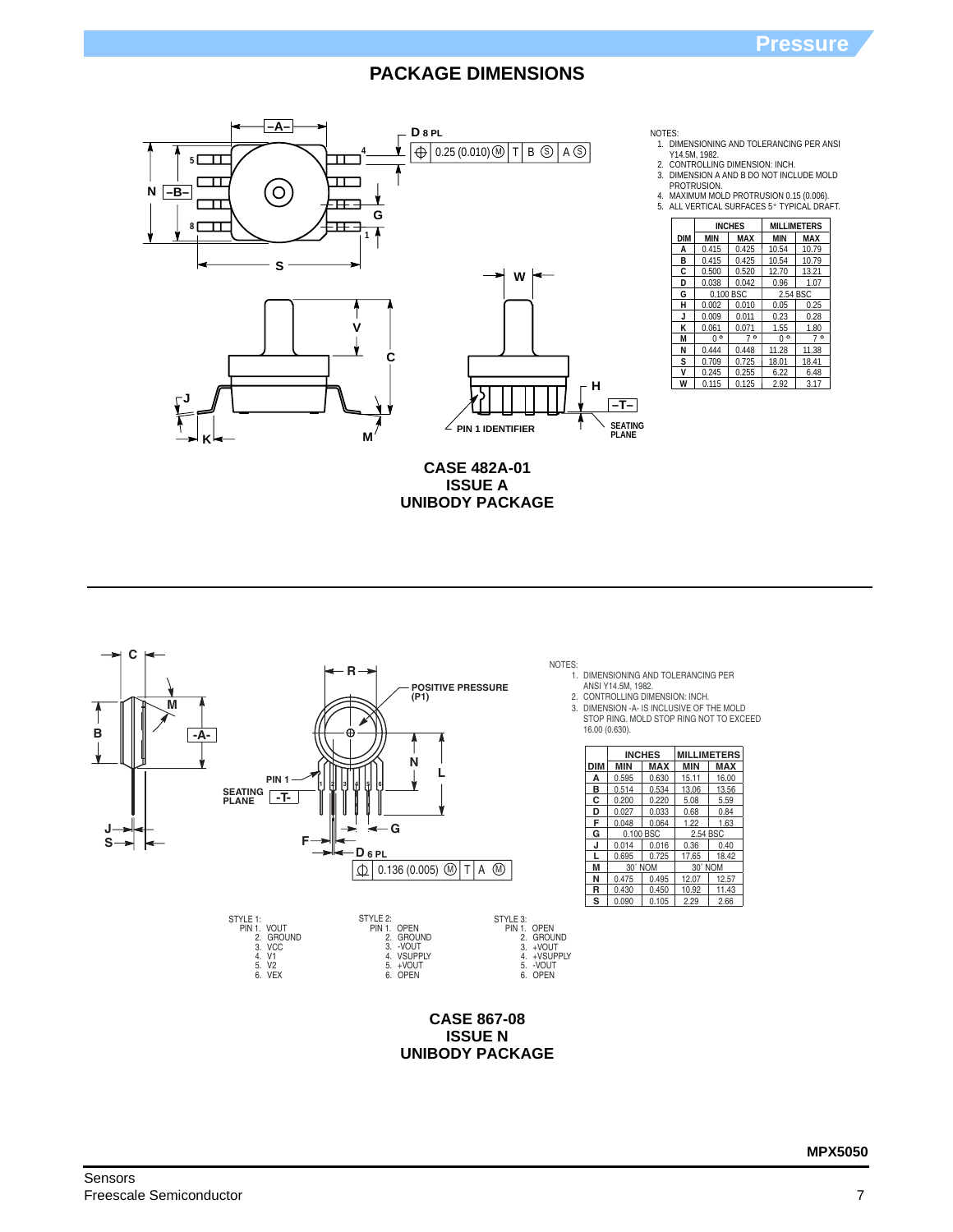## PACKAGE DIMENSIONS

NOTES:
1. DIMENSIONING AND TOLERANCING PER ANSI Y14.5M, 1982.
2. CONTROLLING DIMENSION: INCH.
3. DIMENSION A AND B DO NOT INCLUDE MOLD PROTRUSION.
4. MAXIMUM MOLD PROTRUSION 0.15 (0.006).
5. ALL VERTICAL SURFACES 5° TYPICAL DRAFT.

| DIM | INCHES MIN | INCHES MAX | MILLIMETERS MIN | MILLIMETERS MAX |
|---|---|---|---|---|
| A | 0.415 | 0.425 | 10.54 | 10.79 |
| B | 0.415 | 0.425 | 10.54 | 10.79 |
| C | 0.500 | 0.520 | 12.70 | 13.21 |
| D | 0.038 | 0.042 | 0.96 | 1.07 |
| G | 0.100 BSC | | 2.54 BSC | |
| H | 0.002 | 0.010 | 0.05 | 0.25 |
| J | 0.009 | 0.011 | 0.23 | 0.28 |
| K | 0.061 | 0.071 | 1.55 | 1.80 |
| M | 0° | 7° | 0° | 7° |
| N | 0.444 | 0.448 | 11.28 | 11.38 |
| S | 0.709 | 0.725 | 18.01 | 18.41 |
| V | 0.245 | 0.255 | 6.22 | 6.48 |
| W | 0.115 | 0.125 | 2.92 | 3.17 |

D 8 PL: 0.25 (0.010) Ⓜ T B Ⓢ A Ⓢ

PIN 1 IDENTIFIER — SEATING PLANE -T-

**CASE 482A-01**
**ISSUE A**
**UNIBODY PACKAGE**

---

POSITIVE PRESSURE (P1)

D 6 PL: 0.136 (0.005) Ⓜ T A Ⓜ

NOTES:
1. DIMENSIONING AND TOLERANCING PER ANSI Y14.5M, 1982.
2. CONTROLLING DIMENSION: INCH.
3. DIMENSION -A- IS INCLUSIVE OF THE MOLD STOP RING. MOLD STOP RING NOT TO EXCEED 16.00 (0.630).

| DIM | INCHES MIN | INCHES MAX | MILLIMETERS MIN | MILLIMETERS MAX |
|---|---|---|---|---|
| A | 0.595 | 0.630 | 15.11 | 16.00 |
| B | 0.514 | 0.534 | 13.06 | 13.56 |
| C | 0.200 | 0.220 | 5.08 | 5.59 |
| D | 0.027 | 0.033 | 0.68 | 0.84 |
| F | 0.048 | 0.064 | 1.22 | 1.63 |
| G | 0.100 BSC | | 2.54 BSC | |
| J | 0.014 | 0.016 | 0.36 | 0.40 |
| L | 0.695 | 0.725 | 17.65 | 18.42 |
| M | 30° NOM | | 30° NOM | |
| N | 0.475 | 0.495 | 12.07 | 12.57 |
| R | 0.430 | 0.450 | 10.92 | 11.43 |
| S | 0.090 | 0.105 | 2.29 | 2.66 |

STYLE 1:
PIN 1. VOUT
2. GROUND
3. VCC
4. V1
5. V2
6. VEX

STYLE 2:
PIN 1. OPEN
2. GROUND
3. -VOUT
4. VSUPPLY
5. +VOUT
6. OPEN

STYLE 3:
PIN 1. OPEN
2. GROUND
3. +VOUT
4. +VSUPPLY
5. -VOUT
6. OPEN

**CASE 867-08**
**ISSUE N**
**UNIBODY PACKAGE**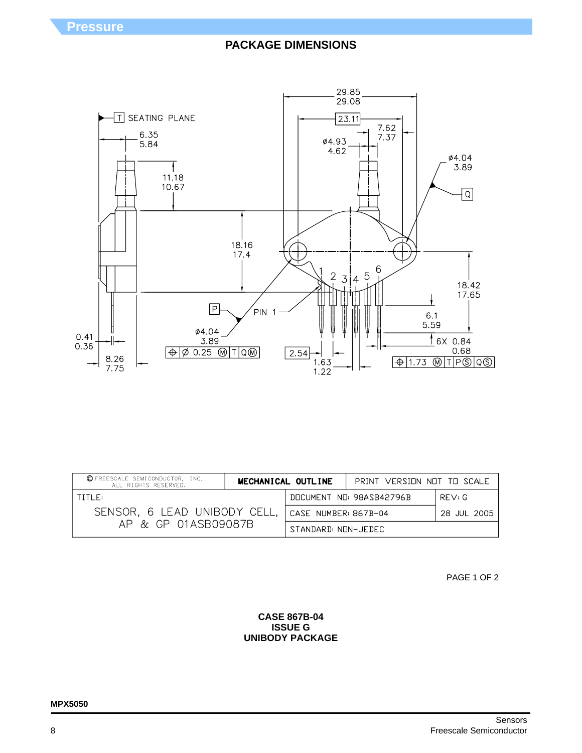## PACKAGE DIMENSIONS

| © FREESCALE SEMICONDUCTOR, INC. ALL RIGHTS RESERVED. | MECHANICAL OUTLINE | PRINT VERSION NOT TO SCALE |
|---|---|---|
| TITLE: SENSOR, 6 LEAD UNIBODY CELL, AP & GP 01ASB09087B | DOCUMENT NO: 98ASB42796B | REV: G |
| | CASE NUMBER: 867B-04 | 28 JUL 2005 |
| | STANDARD: NON-JEDEC | |

PAGE 1 OF 2

**CASE 867B-04**
**ISSUE G**
**UNIBODY PACKAGE**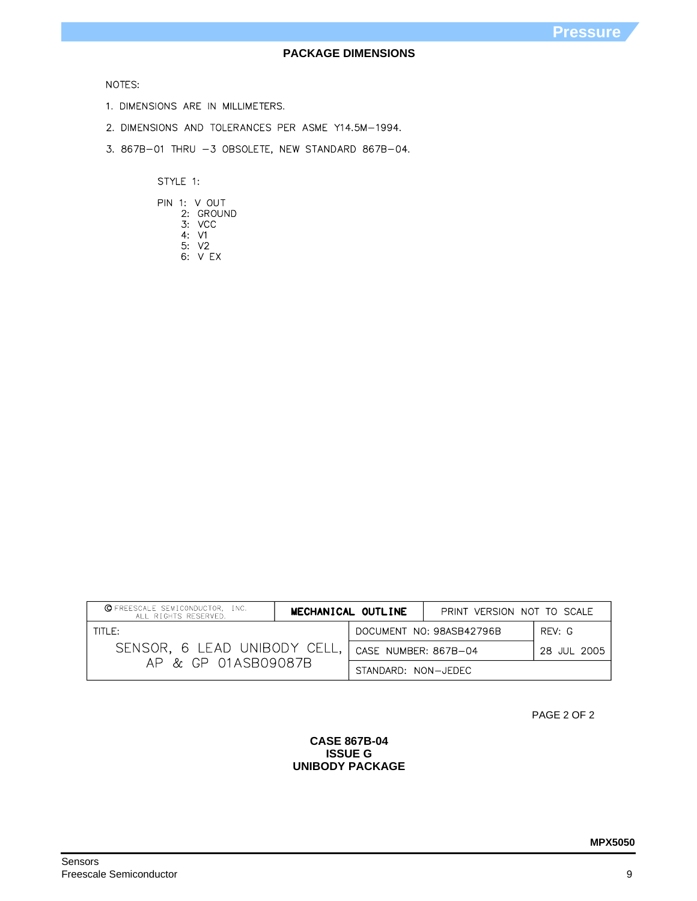## PACKAGE DIMENSIONS

NOTES:

1. DIMENSIONS ARE IN MILLIMETERS.
2. DIMENSIONS AND TOLERANCES PER ASME Y14.5M–1994.
3. 867B–01 THRU –3 OBSOLETE, NEW STANDARD 867B–04.

STYLE 1:

PIN 1: V OUT
2: GROUND
3: VCC
4: V1
5: V2
6: V EX

| © FREESCALE SEMICONDUCTOR, INC. ALL RIGHTS RESERVED. | MECHANICAL OUTLINE | PRINT VERSION NOT TO SCALE | |
|---|---|---|---|
| TITLE: SENSOR, 6 LEAD UNIBODY CELL, AP & GP 01ASB09087B | | DOCUMENT NO: 98ASB42796B | REV: G |
| | | CASE NUMBER: 867B–04 | 28 JUL 2005 |
| | | STANDARD: NON–JEDEC | |

PAGE 2 OF 2

**CASE 867B-04**
**ISSUE G**
**UNIBODY PACKAGE**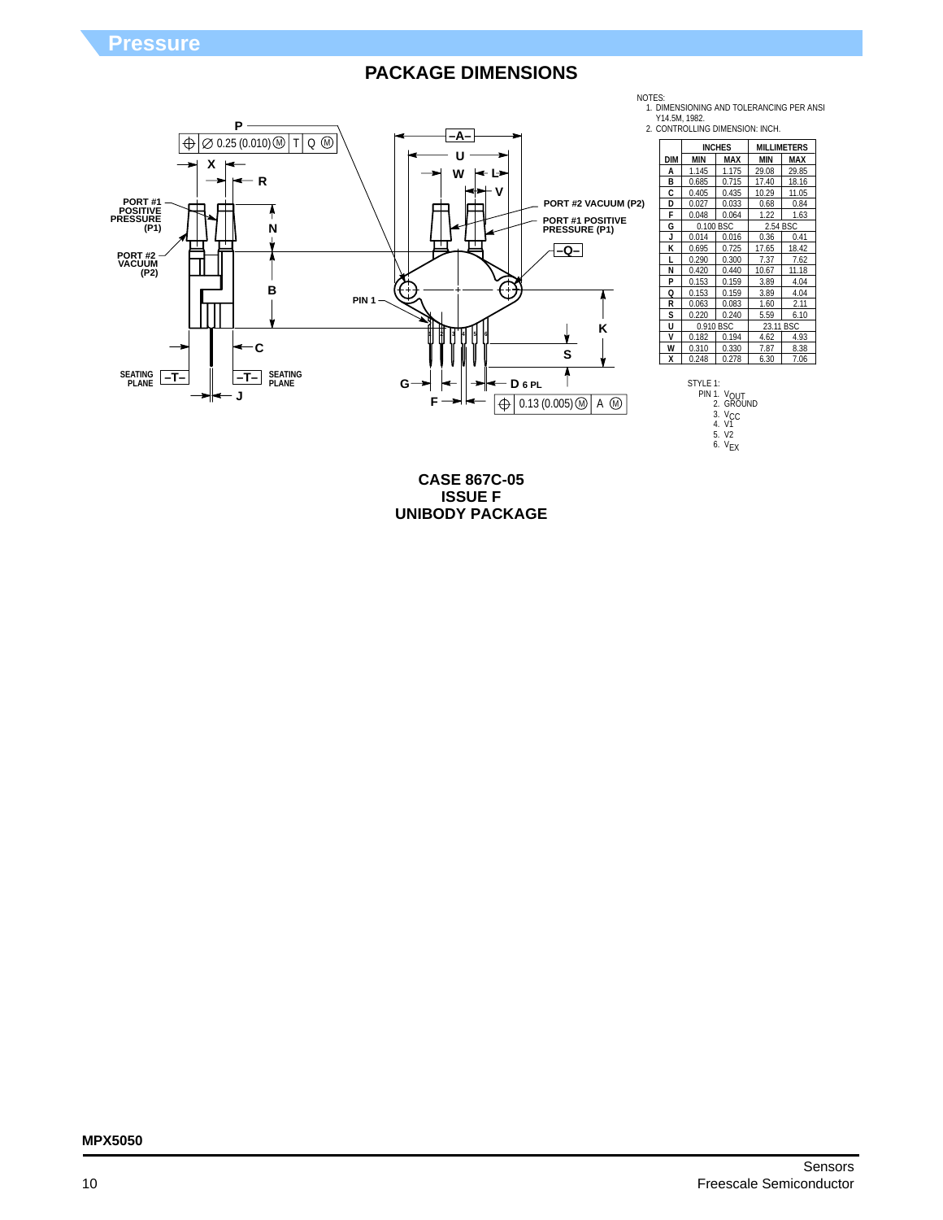## PACKAGE DIMENSIONS

NOTES:
1. DIMENSIONING AND TOLERANCING PER ANSI Y14.5M, 1982.
2. CONTROLLING DIMENSION: INCH.

| DIM | INCHES MIN | INCHES MAX | MILLIMETERS MIN | MILLIMETERS MAX |
|---|---|---|---|---|
| A | 1.145 | 1.175 | 29.08 | 29.85 |
| B | 0.685 | 0.715 | 17.40 | 18.16 |
| C | 0.405 | 0.435 | 10.29 | 11.05 |
| D | 0.027 | 0.033 | 0.68 | 0.84 |
| F | 0.048 | 0.064 | 1.22 | 1.63 |
| G | 0.100 BSC | | 2.54 BSC | |
| J | 0.014 | 0.016 | 0.36 | 0.41 |
| K | 0.695 | 0.725 | 17.65 | 18.42 |
| L | 0.290 | 0.300 | 7.37 | 7.62 |
| N | 0.420 | 0.440 | 10.67 | 11.18 |
| P | 0.153 | 0.159 | 3.89 | 4.04 |
| Q | 0.153 | 0.159 | 3.89 | 4.04 |
| R | 0.063 | 0.083 | 1.60 | 2.11 |
| S | 0.220 | 0.240 | 5.59 | 6.10 |
| U | 0.910 BSC | | 23.11 BSC | |
| V | 0.182 | 0.194 | 4.62 | 4.93 |
| W | 0.310 | 0.330 | 7.87 | 8.38 |
| X | 0.248 | 0.278 | 6.30 | 7.06 |

STYLE 1:
PIN 1. $V_{OUT}$
2. GROUND
3. $V_{CC}$
4. V1
5. V2
6. $V_{EX}$

PORT #1 POSITIVE PRESSURE (P1)
PORT #2 VACUUM (P2)

**CASE 867C-05**
**ISSUE F**
**UNIBODY PACKAGE**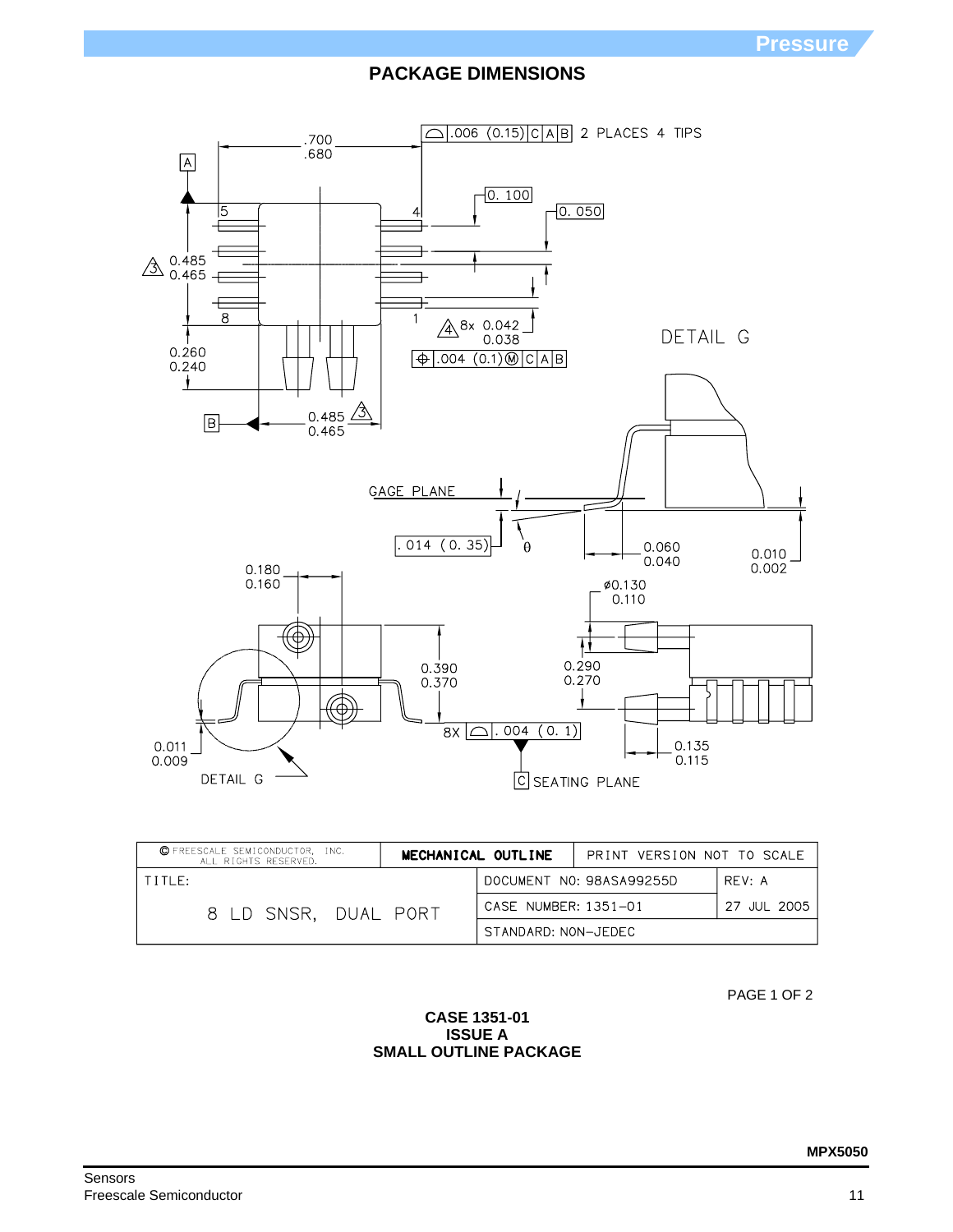## PACKAGE DIMENSIONS

.700
.680

.006 (0.15) | C | A | B  2 PLACES 4 TIPS

A

0. 100

0. 050

5 4

0.485
0.465

8 1

8x 0.042
0.038

.004 (0.1)Ⓜ | C | A | B

DETAIL G

0.260
0.240

B

0.485
0.465

GAGE PLANE

. 014 (0. 35)

θ

0.060
0.040

0.010
0.002

0.180
0.160

ø0.130
0.110

0.390
0.370

0.290
0.270

0.011
0.009

8X | . 004 (0. 1)

0.135
0.115

DETAIL G

C SEATING PLANE

| © FREESCALE SEMICONDUCTOR, INC. ALL RIGHTS RESERVED. | MECHANICAL OUTLINE | PRINT VERSION NOT TO SCALE |
|---|---|---|
| TITLE: 8 LD SNSR, DUAL PORT | DOCUMENT NO: 98ASA99255D | REV: A |
| | CASE NUMBER: 1351–01 | 27 JUL 2005 |
| | STANDARD: NON–JEDEC | |

PAGE 1 OF 2

**CASE 1351-01**
**ISSUE A**
**SMALL OUTLINE PACKAGE**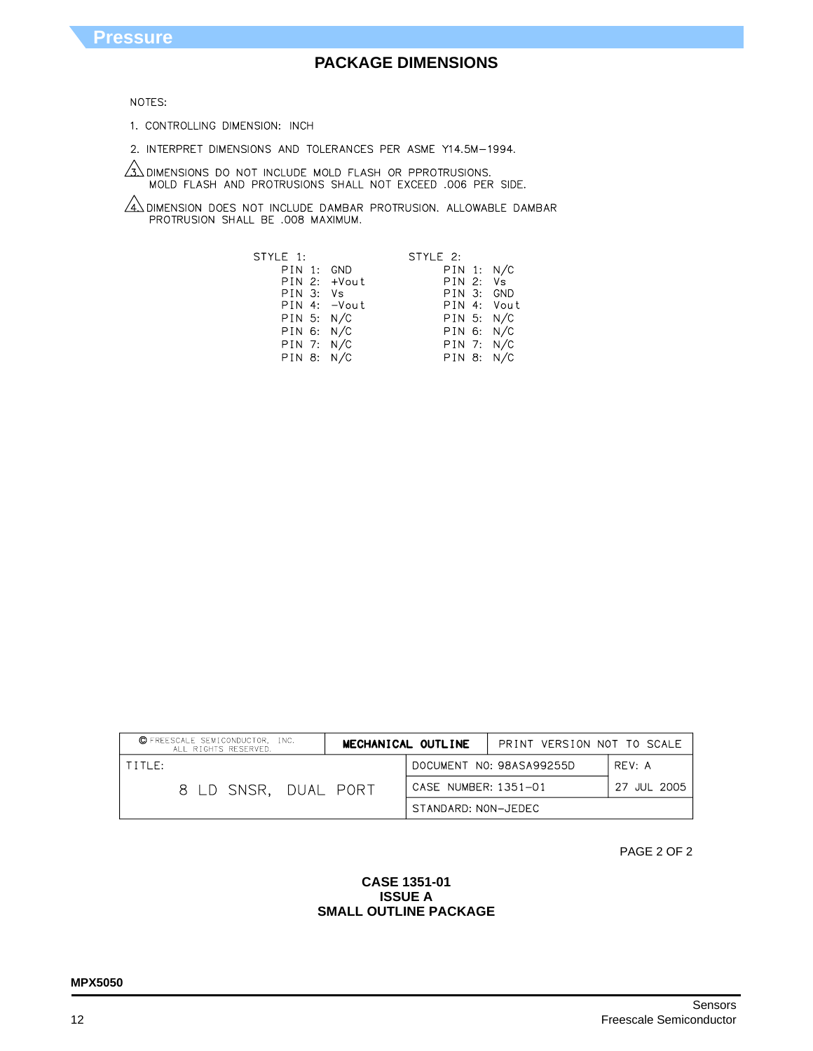## PACKAGE DIMENSIONS

NOTES:

1. CONTROLLING DIMENSION: INCH
2. INTERPRET DIMENSIONS AND TOLERANCES PER ASME Y14.5M−1994.
3. DIMENSIONS DO NOT INCLUDE MOLD FLASH OR PPROTRUSIONS. MOLD FLASH AND PROTRUSIONS SHALL NOT EXCEED .006 PER SIDE.
4. DIMENSION DOES NOT INCLUDE DAMBAR PROTRUSION. ALLOWABLE DAMBAR PROTRUSION SHALL BE .008 MAXIMUM.

| STYLE 1: | | STYLE 2: | |
|---|---|---|---|
| PIN 1: | GND | PIN 1: | N/C |
| PIN 2: | +Vout | PIN 2: | Vs |
| PIN 3: | Vs | PIN 3: | GND |
| PIN 4: | −Vout | PIN 4: | Vout |
| PIN 5: | N/C | PIN 5: | N/C |
| PIN 6: | N/C | PIN 6: | N/C |
| PIN 7: | N/C | PIN 7: | N/C |
| PIN 8: | N/C | PIN 8: | N/C |

| © FREESCALE SEMICONDUCTOR, INC. ALL RIGHTS RESERVED. | MECHANICAL OUTLINE | PRINT VERSION NOT TO SCALE | |
|---|---|---|---|
| TITLE: 8 LD SNSR, DUAL PORT | | DOCUMENT NO: 98ASA99255D | REV: A |
| | | CASE NUMBER: 1351−01 | 27 JUL 2005 |
| | | STANDARD: NON−JEDEC | |

PAGE 2 OF 2

**CASE 1351-01**
**ISSUE A**
**SMALL OUTLINE PACKAGE**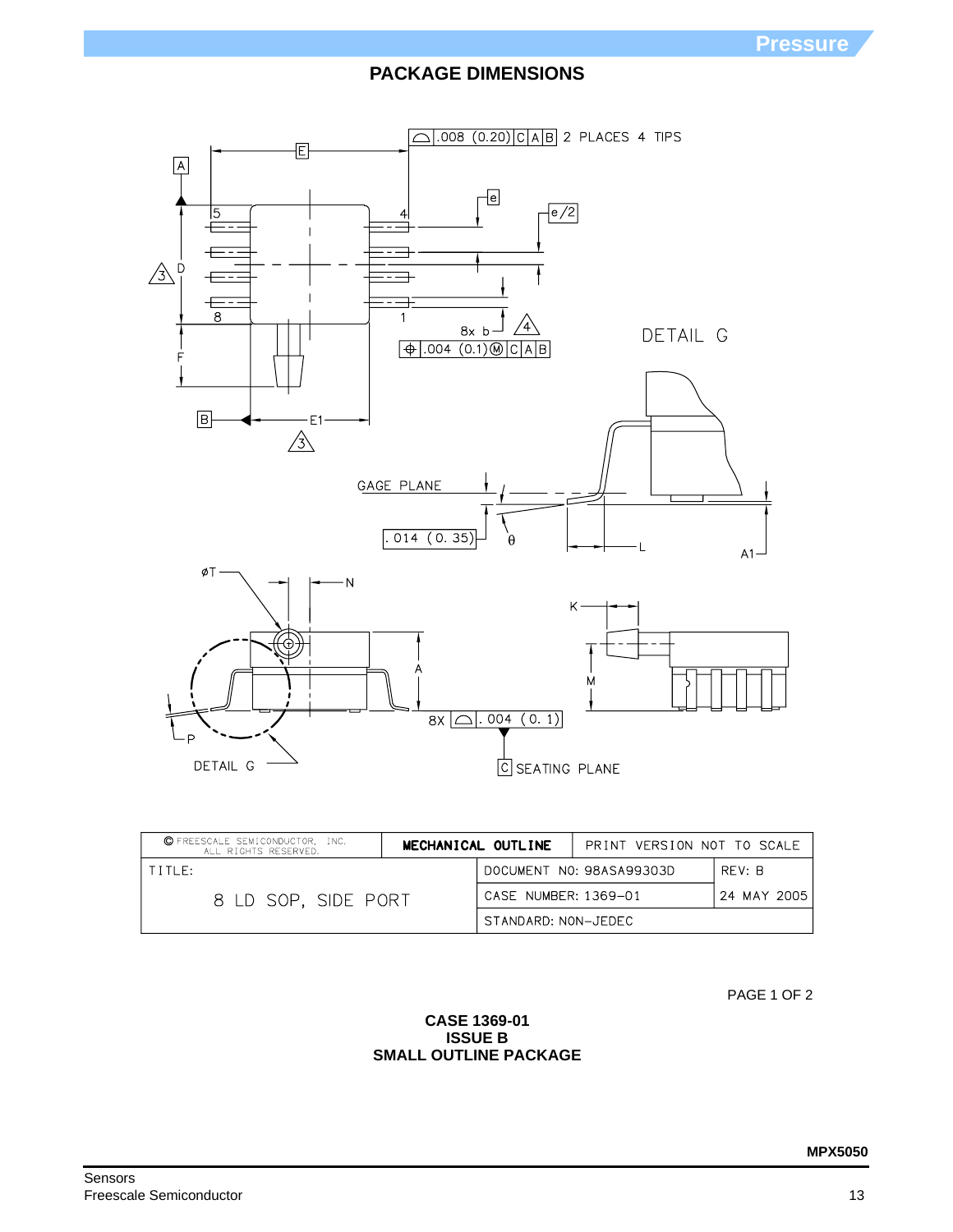## PACKAGE DIMENSIONS

.008 (0.20) C A B 2 PLACES 4 TIPS

E

A

e

e/2

5 4

3 D

8 1

8x b 4

.004 (0.1) Ⓜ C A B

DETAIL G

F

B E1

3

GAGE PLANE

.014 (0.35)

θ

L

A1

ØT

N

K

A

M

P

8X .004 (0.1)

DETAIL G

C SEATING PLANE

| © FREESCALE SEMICONDUCTOR, INC. ALL RIGHTS RESERVED. | MECHANICAL OUTLINE | PRINT VERSION NOT TO SCALE | |
|---|---|---|---|
| TITLE: 8 LD SOP, SIDE PORT | | DOCUMENT NO: 98ASA99303D | REV: B |
| | | CASE NUMBER: 1369–01 | 24 MAY 2005 |
| | | STANDARD: NON–JEDEC | |

PAGE 1 OF 2

**CASE 1369-01**
**ISSUE B**
**SMALL OUTLINE PACKAGE**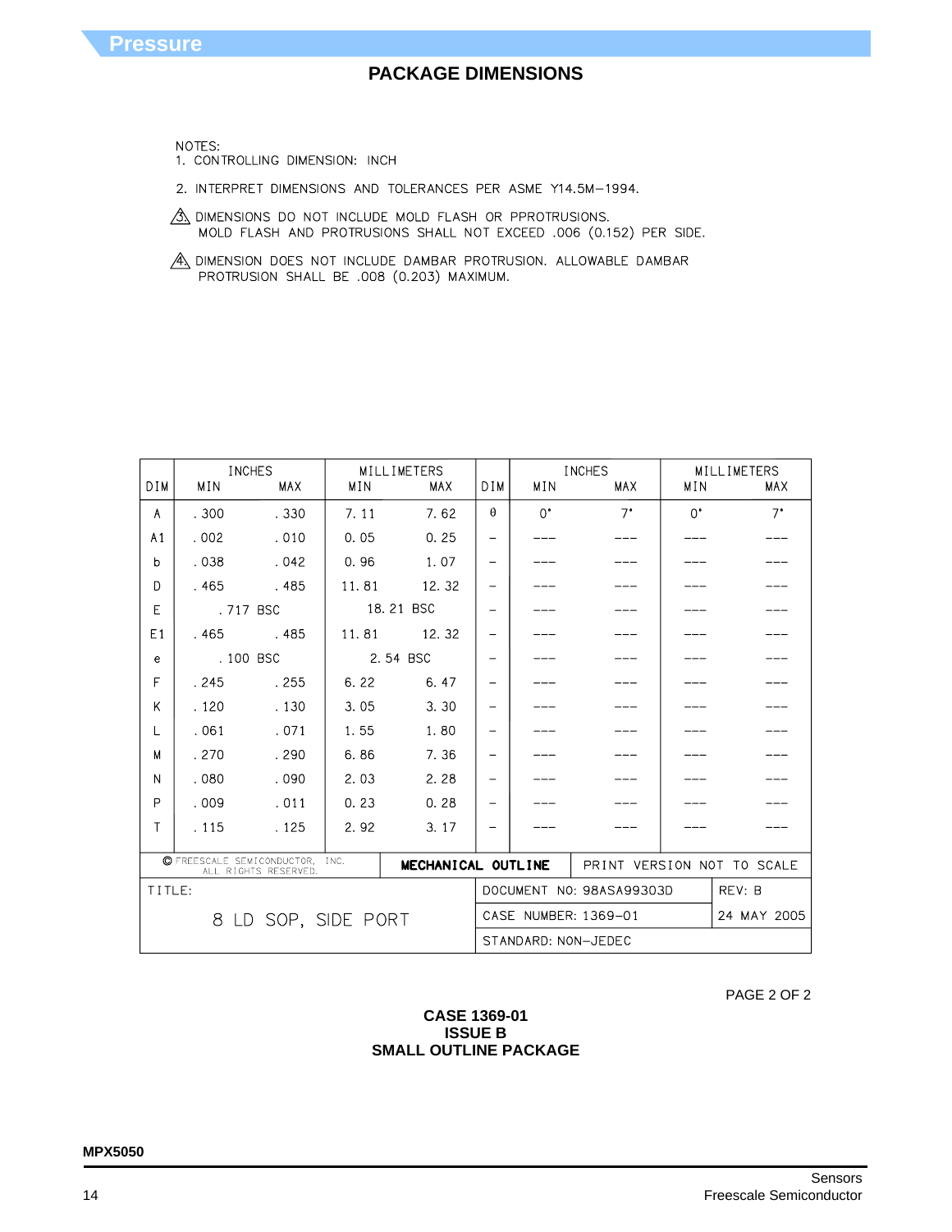## PACKAGE DIMENSIONS

NOTES:
1. CONTROLLING DIMENSION: INCH
2. INTERPRET DIMENSIONS AND TOLERANCES PER ASME Y14.5M−1994.

3. DIMENSIONS DO NOT INCLUDE MOLD FLASH OR PPROTRUSIONS. MOLD FLASH AND PROTRUSIONS SHALL NOT EXCEED .006 (0.152) PER SIDE.

4. DIMENSION DOES NOT INCLUDE DAMBAR PROTRUSION. ALLOWABLE DAMBAR PROTRUSION SHALL BE .008 (0.203) MAXIMUM.

| DIM | INCHES MIN | INCHES MAX | MILLIMETERS MIN | MILLIMETERS MAX | DIM | INCHES MIN | INCHES MAX | MILLIMETERS MIN | MILLIMETERS MAX |
|---|---|---|---|---|---|---|---|---|---|
| A | .300 | .330 | 7.11 | 7.62 | θ | 0° | 7° | 0° | 7° |
| A1 | .002 | .010 | 0.05 | 0.25 | – | --- | --- | --- | --- |
| b | .038 | .042 | 0.96 | 1.07 | – | --- | --- | --- | --- |
| D | .465 | .485 | 11.81 | 12.32 | – | --- | --- | --- | --- |
| E | .717 BSC | | 18.21 BSC | | – | --- | --- | --- | --- |
| E1 | .465 | .485 | 11.81 | 12.32 | – | --- | --- | --- | --- |
| e | .100 BSC | | 2.54 BSC | | – | --- | --- | --- | --- |
| F | .245 | .255 | 6.22 | 6.47 | – | --- | --- | --- | --- |
| K | .120 | .130 | 3.05 | 3.30 | – | --- | --- | --- | --- |
| L | .061 | .071 | 1.55 | 1.80 | – | --- | --- | --- | --- |
| M | .270 | .290 | 6.86 | 7.36 | – | --- | --- | --- | --- |
| N | .080 | .090 | 2.03 | 2.28 | – | --- | --- | --- | --- |
| P | .009 | .011 | 0.23 | 0.28 | – | --- | --- | --- | --- |
| T | .115 | .125 | 2.92 | 3.17 | – | --- | --- | --- | --- |

| © FREESCALE SEMICONDUCTOR, INC. ALL RIGHTS RESERVED. | MECHANICAL OUTLINE | PRINT VERSION NOT TO SCALE | |
|---|---|---|---|
| TITLE: 8 LD SOP, SIDE PORT | | DOCUMENT NO: 98ASA99303D | REV: B |
| | | CASE NUMBER: 1369−01 | 24 MAY 2005 |
| | | STANDARD: NON−JEDEC | |

PAGE 2 OF 2

**CASE 1369-01**
**ISSUE B**
**SMALL OUTLINE PACKAGE**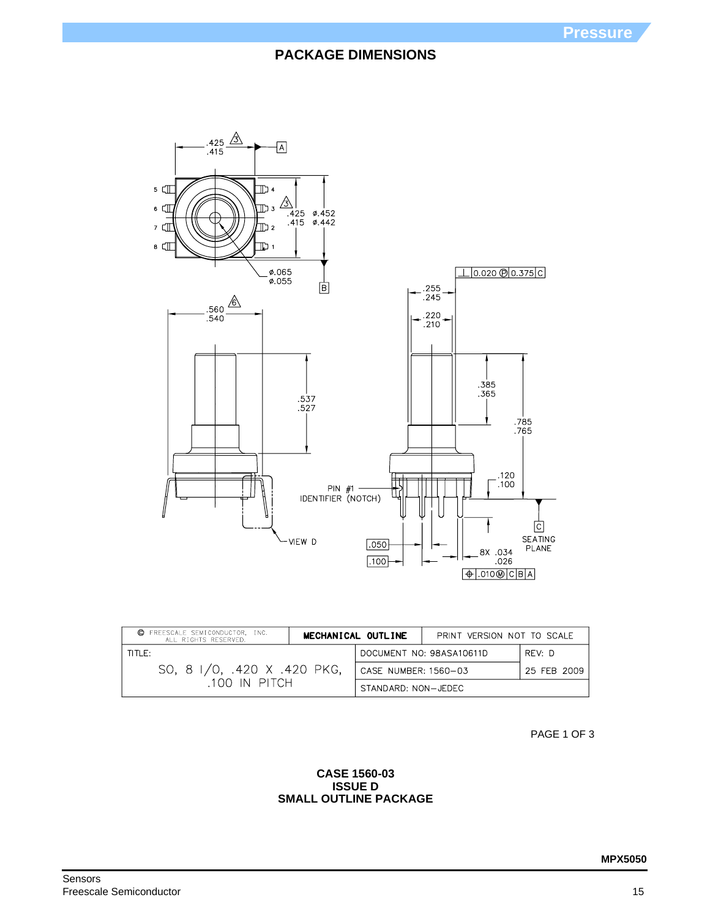## PACKAGE DIMENSIONS

.425 / .415 ⚠3 — A

5, 6, 7, 8 — 4, 3, 2, 1

⚠3 .425 / .415 — ø.452 / ø.442

ø.065 / ø.055 — B

⚠6 .560 / .540

.537 / .527

⊥ 0.020 Ⓟ 0.375 C

.255 / .245

.220 / .210

.385 / .365

.785 / .765

.120 / .100

PIN #1 IDENTIFIER (NOTCH)

VIEW D

C SEATING PLANE

.050

.100

8X .034 / .026

⊕ .010Ⓜ C B A

| © FREESCALE SEMICONDUCTOR, INC. ALL RIGHTS RESERVED. | MECHANICAL OUTLINE | PRINT VERSION NOT TO SCALE | |
|---|---|---|---|
| TITLE: SO, 8 I/O, .420 X .420 PKG, .100 IN PITCH | | DOCUMENT NO: 98ASA10611D | REV: D |
| | | CASE NUMBER: 1560–03 | 25 FEB 2009 |
| | | STANDARD: NON–JEDEC | |

PAGE 1 OF 3

**CASE 1560-03**
**ISSUE D**
**SMALL OUTLINE PACKAGE**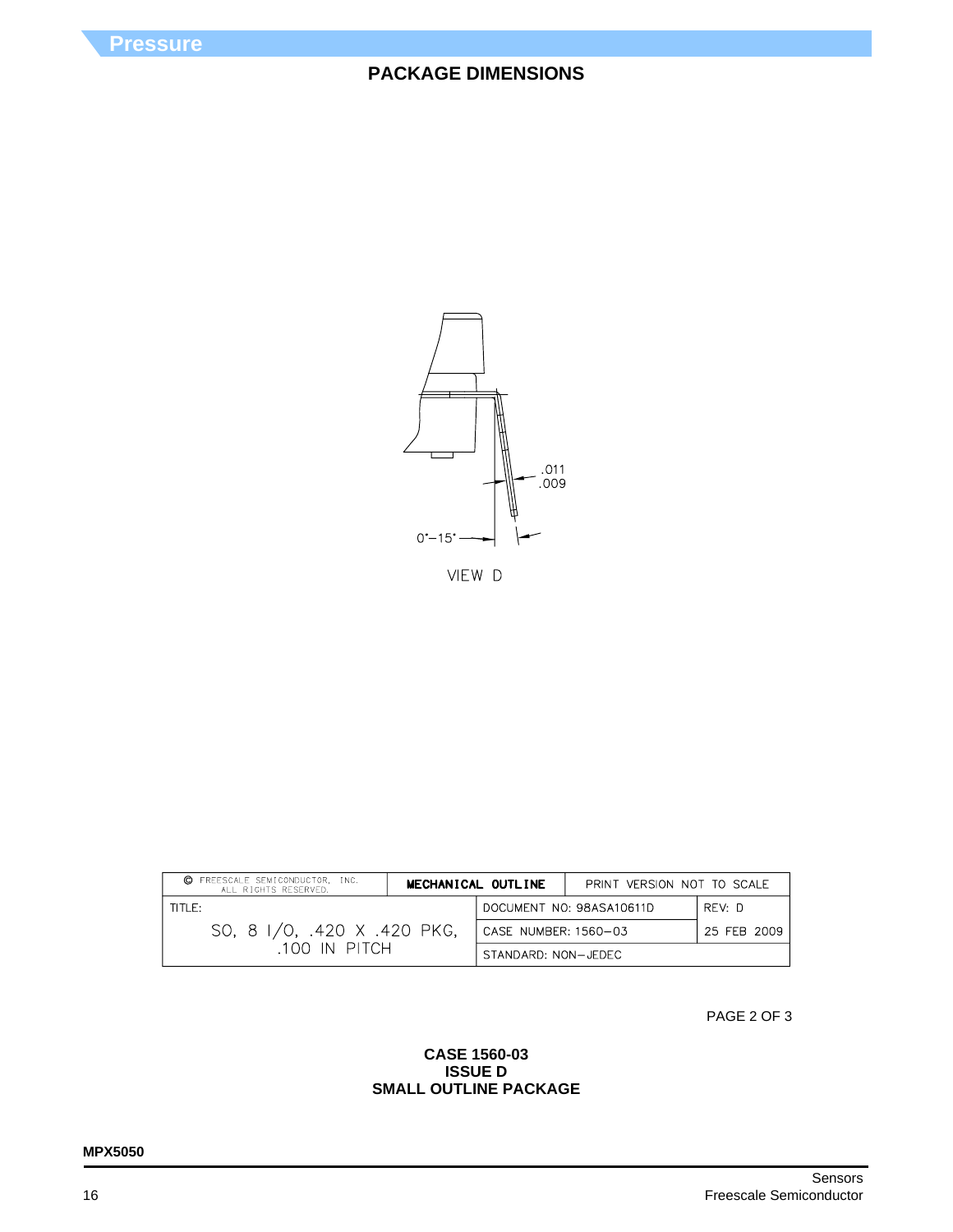## PACKAGE DIMENSIONS

.011
.009

0°–15°

VIEW D

| © FREESCALE SEMICONDUCTOR, INC. ALL RIGHTS RESERVED. | MECHANICAL OUTLINE | PRINT VERSION NOT TO SCALE | |
|---|---|---|---|
| TITLE: SO, 8 I/O, .420 X .420 PKG, .100 IN PITCH | | DOCUMENT NO: 98ASA10611D | REV: D |
| | | CASE NUMBER: 1560–03 | 25 FEB 2009 |
| | | STANDARD: NON–JEDEC | |

PAGE 2 OF 3

**CASE 1560-03**
**ISSUE D**
**SMALL OUTLINE PACKAGE**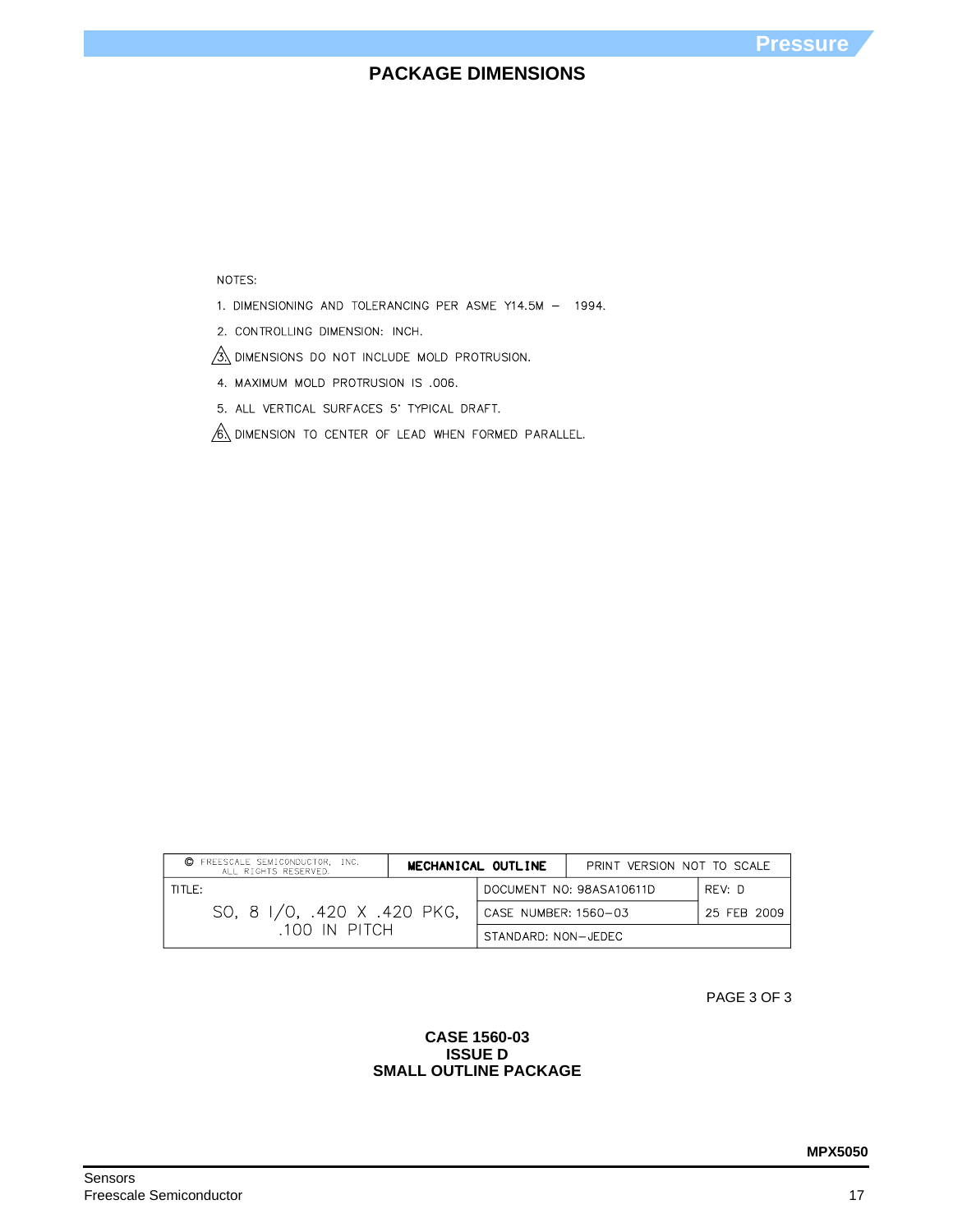# PACKAGE DIMENSIONS

NOTES:

1. DIMENSIONING AND TOLERANCING PER ASME Y14.5M – 1994.
2. CONTROLLING DIMENSION: INCH.
3. DIMENSIONS DO NOT INCLUDE MOLD PROTRUSION.
4. MAXIMUM MOLD PROTRUSION IS .006.
5. ALL VERTICAL SURFACES 5° TYPICAL DRAFT.
6. DIMENSION TO CENTER OF LEAD WHEN FORMED PARALLEL.

| © FREESCALE SEMICONDUCTOR, INC. ALL RIGHTS RESERVED. | MECHANICAL OUTLINE | PRINT VERSION NOT TO SCALE | |
|---|---|---|---|
| TITLE: SO, 8 I/O, .420 X .420 PKG, .100 IN PITCH | | DOCUMENT NO: 98ASA10611D | REV: D |
| | | CASE NUMBER: 1560–03 | 25 FEB 2009 |
| | | STANDARD: NON–JEDEC | |

PAGE 3 OF 3

**CASE 1560-03**
**ISSUE D**
**SMALL OUTLINE PACKAGE**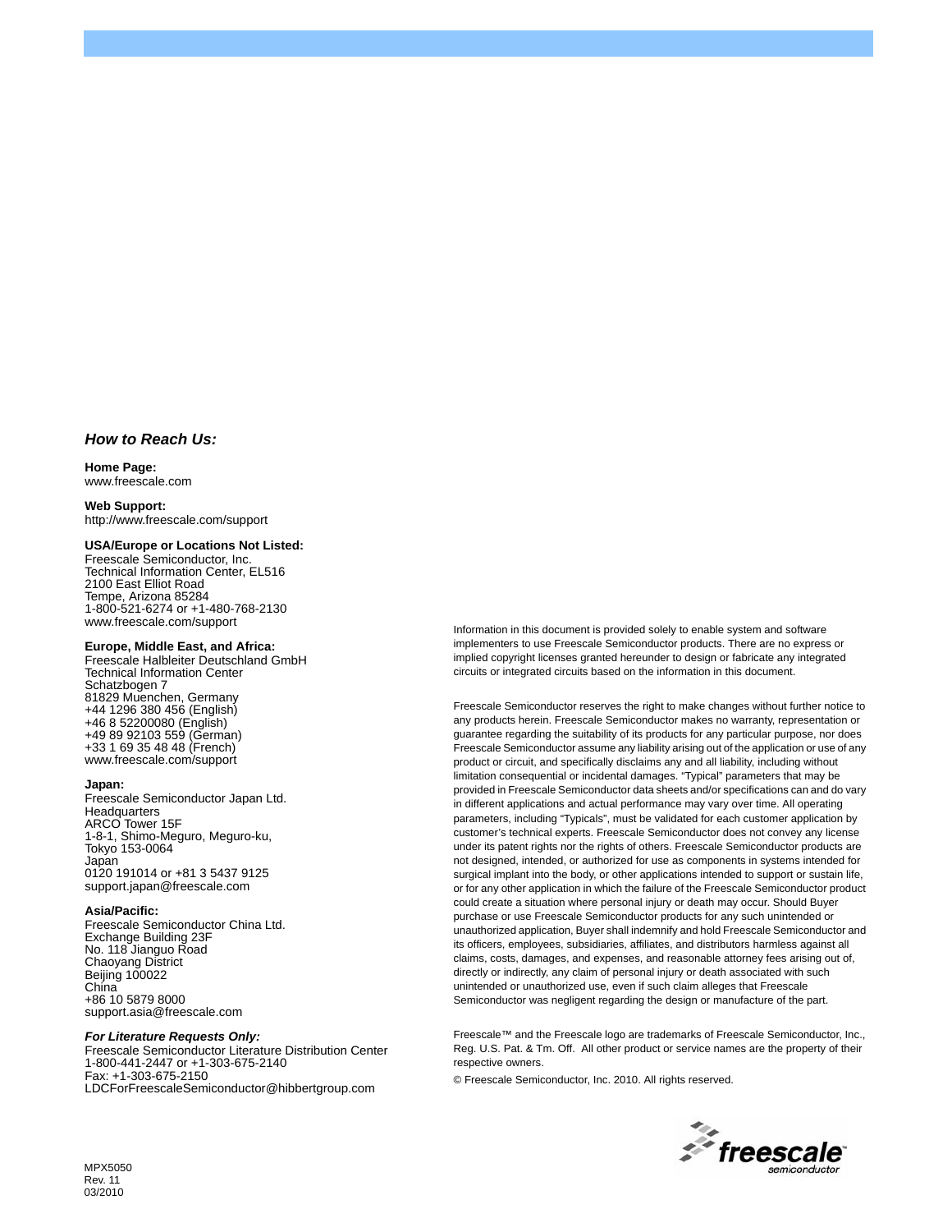### *How to Reach Us:*

**Home Page:**
www.freescale.com

**Web Support:**
http://www.freescale.com/support

**USA/Europe or Locations Not Listed:**
Freescale Semiconductor, Inc.
Technical Information Center, EL516
2100 East Elliot Road
Tempe, Arizona 85284
1-800-521-6274 or +1-480-768-2130
www.freescale.com/support

**Europe, Middle East, and Africa:**
Freescale Halbleiter Deutschland GmbH
Technical Information Center
Schatzbogen 7
81829 Muenchen, Germany
+44 1296 380 456 (English)
+46 8 52200080 (English)
+49 89 92103 559 (German)
+33 1 69 35 48 48 (French)
www.freescale.com/support

**Japan:**
Freescale Semiconductor Japan Ltd.
Headquarters
ARCO Tower 15F
1-8-1, Shimo-Meguro, Meguro-ku,
Tokyo 153-0064
Japan
0120 191014 or +81 3 5437 9125
support.japan@freescale.com

**Asia/Pacific:**
Freescale Semiconductor China Ltd.
Exchange Building 23F
No. 118 Jianguo Road
Chaoyang District
Beijing 100022
China
+86 10 5879 8000
support.asia@freescale.com

***For Literature Requests Only:***
Freescale Semiconductor Literature Distribution Center
1-800-441-2447 or +1-303-675-2140
Fax: +1-303-675-2150
LDCForFreescaleSemiconductor@hibbertgroup.com

Information in this document is provided solely to enable system and software implementers to use Freescale Semiconductor products. There are no express or implied copyright licenses granted hereunder to design or fabricate any integrated circuits or integrated circuits based on the information in this document.

Freescale Semiconductor reserves the right to make changes without further notice to any products herein. Freescale Semiconductor makes no warranty, representation or guarantee regarding the suitability of its products for any particular purpose, nor does Freescale Semiconductor assume any liability arising out of the application or use of any product or circuit, and specifically disclaims any and all liability, including without limitation consequential or incidental damages. "Typical" parameters that may be provided in Freescale Semiconductor data sheets and/or specifications can and do vary in different applications and actual performance may vary over time. All operating parameters, including "Typicals", must be validated for each customer application by customer's technical experts. Freescale Semiconductor does not convey any license under its patent rights nor the rights of others. Freescale Semiconductor products are not designed, intended, or authorized for use as components in systems intended for surgical implant into the body, or other applications intended to support or sustain life, or for any other application in which the failure of the Freescale Semiconductor product could create a situation where personal injury or death may occur. Should Buyer purchase or use Freescale Semiconductor products for any such unintended or unauthorized application, Buyer shall indemnify and hold Freescale Semiconductor and its officers, employees, subsidiaries, affiliates, and distributors harmless against all claims, costs, damages, and expenses, and reasonable attorney fees arising out of, directly or indirectly, any claim of personal injury or death associated with such unintended or unauthorized use, even if such claim alleges that Freescale Semiconductor was negligent regarding the design or manufacture of the part.

Freescale™ and the Freescale logo are trademarks of Freescale Semiconductor, Inc., Reg. U.S. Pat. & Tm. Off. All other product or service names are the property of their respective owners.

© Freescale Semiconductor, Inc. 2010. All rights reserved.

MPX5050
Rev. 11
03/2010